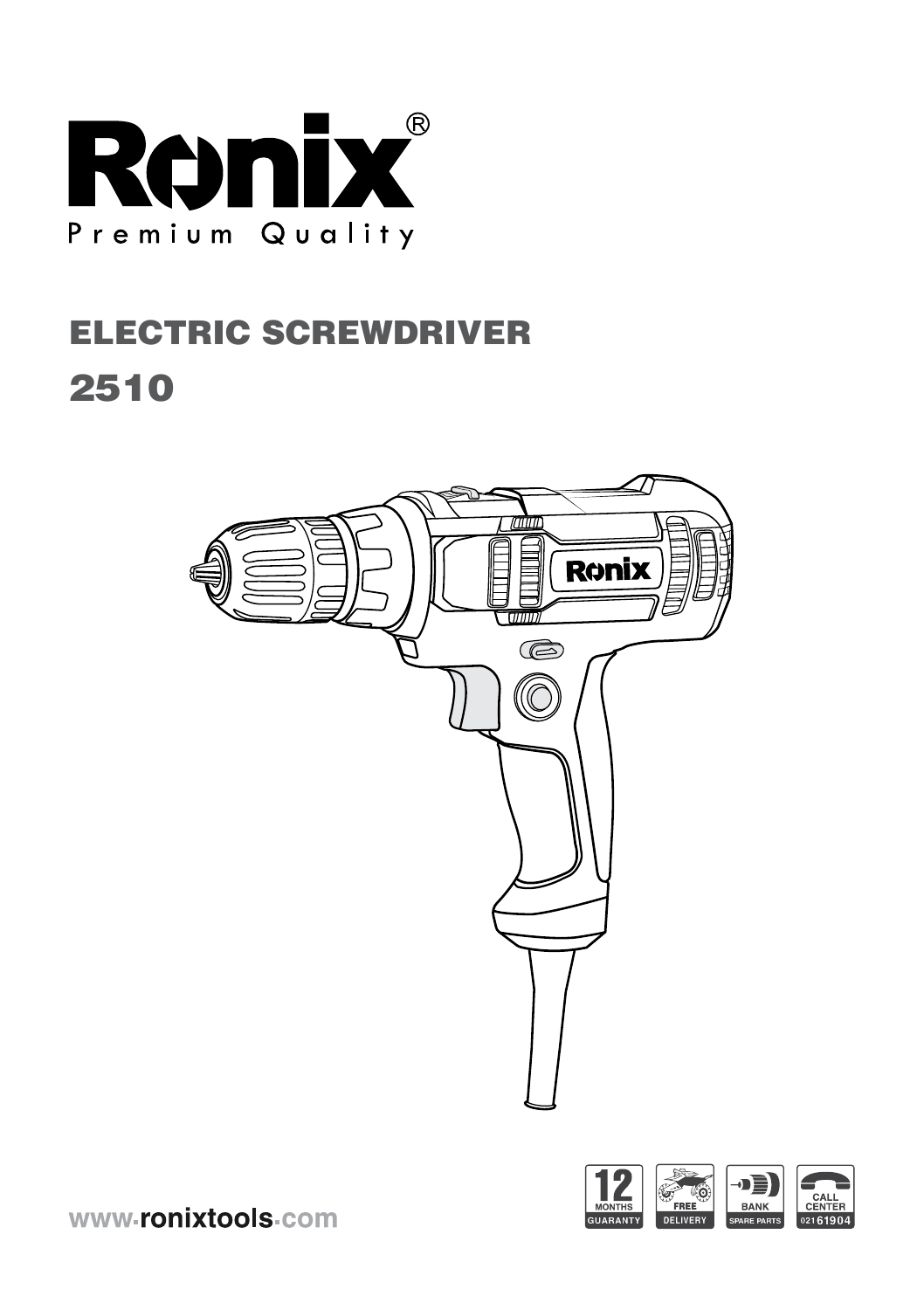# Ronix®

Premium Quality

## ELECTRIC SCREWDRIVER

## 2510

www.ronixtools.com

12 MONTHS GUARANTY

FREE DELIVERY

BANK SPARE PARTS

CALL CENTER 02161904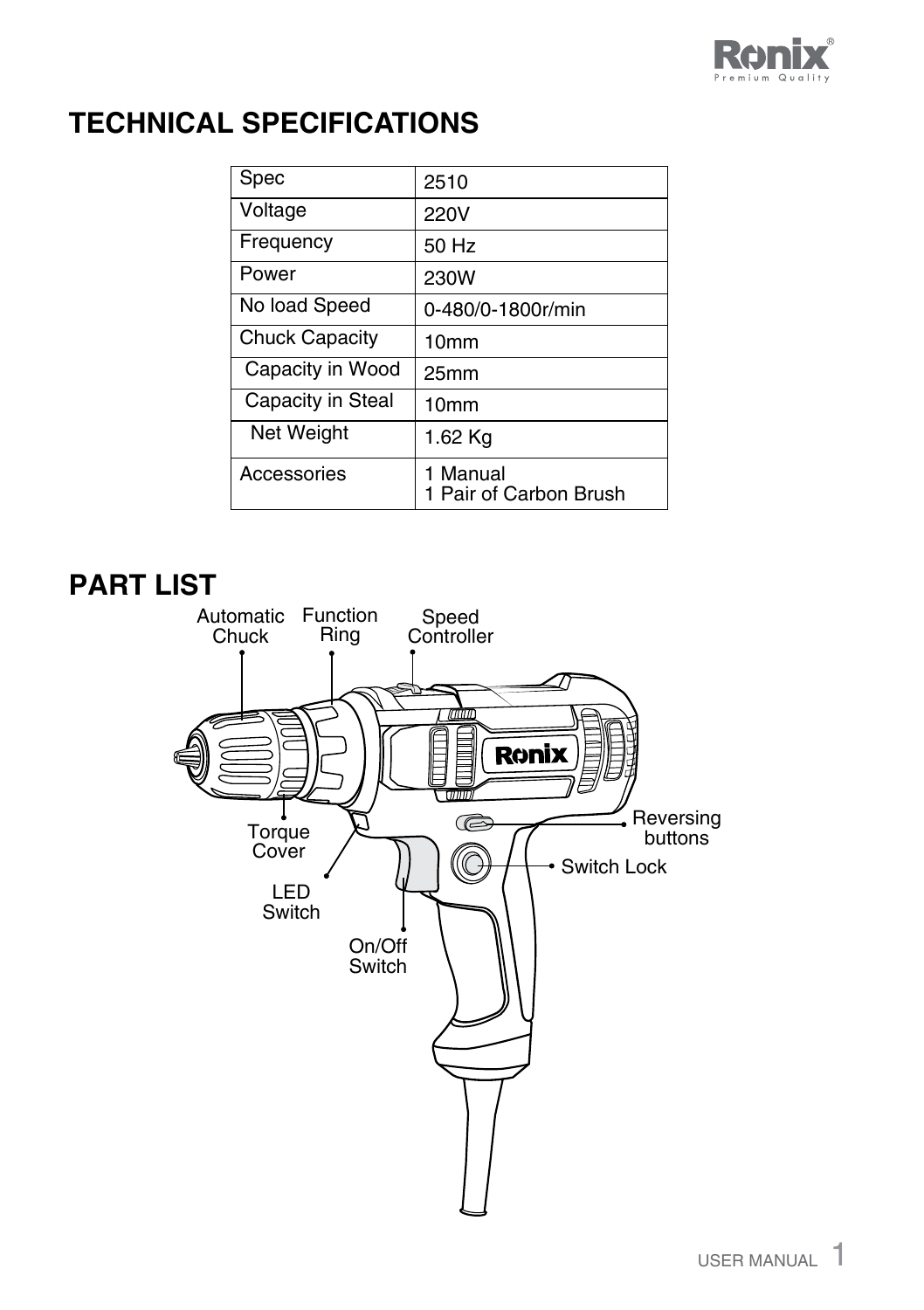# TECHNICAL SPECIFICATIONS

| Spec | 2510 |
|---|---|
| Voltage | 220V |
| Frequency | 50 Hz |
| Power | 230W |
| No load Speed | 0-480/0-1800r/min |
| Chuck Capacity | 10mm |
| Capacity in Wood | 25mm |
| Capacity in Steal | 10mm |
| Net Weight | 1.62 Kg |
| Accessories | 1 Manual<br>1 Pair of Carbon Brush |

# PART LIST

- Automatic Chuck
- Function Ring
- Speed Controller
- Torque Cover
- LED Switch
- On/Off Switch
- Reversing buttons
- Switch Lock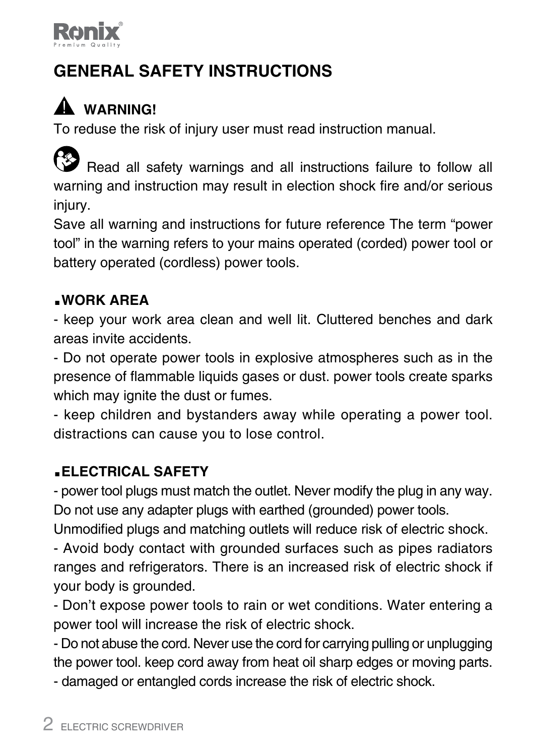# GENERAL SAFETY INSTRUCTIONS

## ⚠ WARNING!

To reduse the risk of injury user must read instruction manual.

Read all safety warnings and all instructions failure to follow all warning and instruction may result in election shock fire and/or serious injury.

Save all warning and instructions for future reference The term "power tool" in the warning refers to your mains operated (corded) power tool or battery operated (cordless) power tools.

### ▪WORK AREA

- keep your work area clean and well lit. Cluttered benches and dark areas invite accidents.
- Do not operate power tools in explosive atmospheres such as in the presence of flammable liquids gases or dust. power tools create sparks which may ignite the dust or fumes.
- keep children and bystanders away while operating a power tool. distractions can cause you to lose control.

### ▪ELECTRICAL SAFETY

- power tool plugs must match the outlet. Never modify the plug in any way. Do not use any adapter plugs with earthed (grounded) power tools. Unmodified plugs and matching outlets will reduce risk of electric shock.
- Avoid body contact with grounded surfaces such as pipes radiators ranges and refrigerators. There is an increased risk of electric shock if your body is grounded.
- Don't expose power tools to rain or wet conditions. Water entering a power tool will increase the risk of electric shock.
- Do not abuse the cord. Never use the cord for carrying pulling or unplugging the power tool. keep cord away from heat oil sharp edges or moving parts.
- damaged or entangled cords increase the risk of electric shock.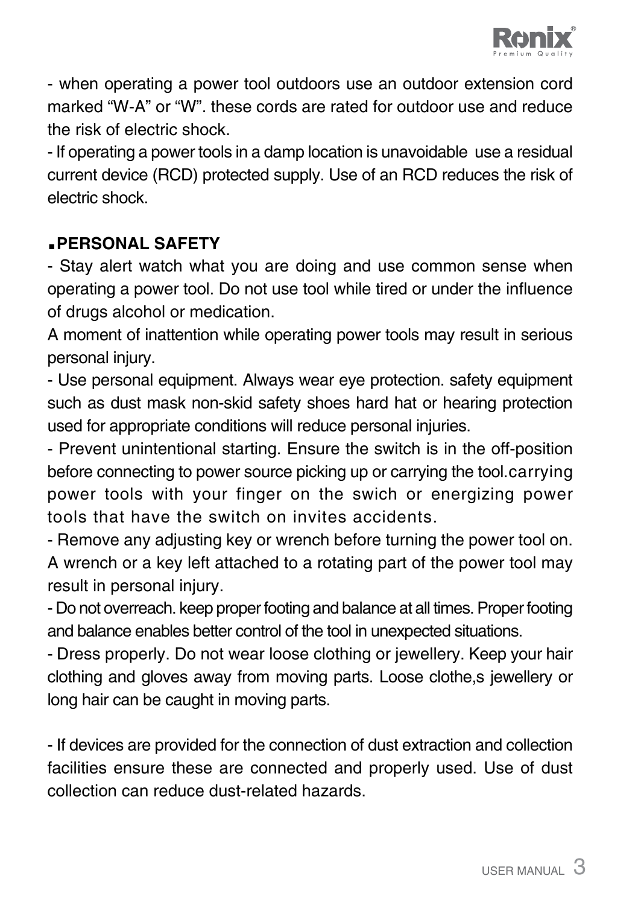- when operating a power tool outdoors use an outdoor extension cord marked “W-A” or “W”. these cords are rated for outdoor use and reduce the risk of electric shock.

- If operating a power tools in a damp location is unavoidable use a residual current device (RCD) protected supply. Use of an RCD reduces the risk of electric shock.

## ▪PERSONAL SAFETY

- Stay alert watch what you are doing and use common sense when operating a power tool. Do not use tool while tired or under the influence of drugs alcohol or medication.

A moment of inattention while operating power tools may result in serious personal injury.

- Use personal equipment. Always wear eye protection. safety equipment such as dust mask non-skid safety shoes hard hat or hearing protection used for appropriate conditions will reduce personal injuries.

- Prevent unintentional starting. Ensure the switch is in the off-position before connecting to power source picking up or carrying the tool.carrying power tools with your finger on the swich or energizing power tools that have the switch on invites accidents.

- Remove any adjusting key or wrench before turning the power tool on. A wrench or a key left attached to a rotating part of the power tool may result in personal injury.

- Do not overreach. keep proper footing and balance at all times. Proper footing and balance enables better control of the tool in unexpected situations.

- Dress properly. Do not wear loose clothing or jewellery. Keep your hair clothing and gloves away from moving parts. Loose clothe,s jewellery or long hair can be caught in moving parts.

- If devices are provided for the connection of dust extraction and collection facilities ensure these are connected and properly used. Use of dust collection can reduce dust-related hazards.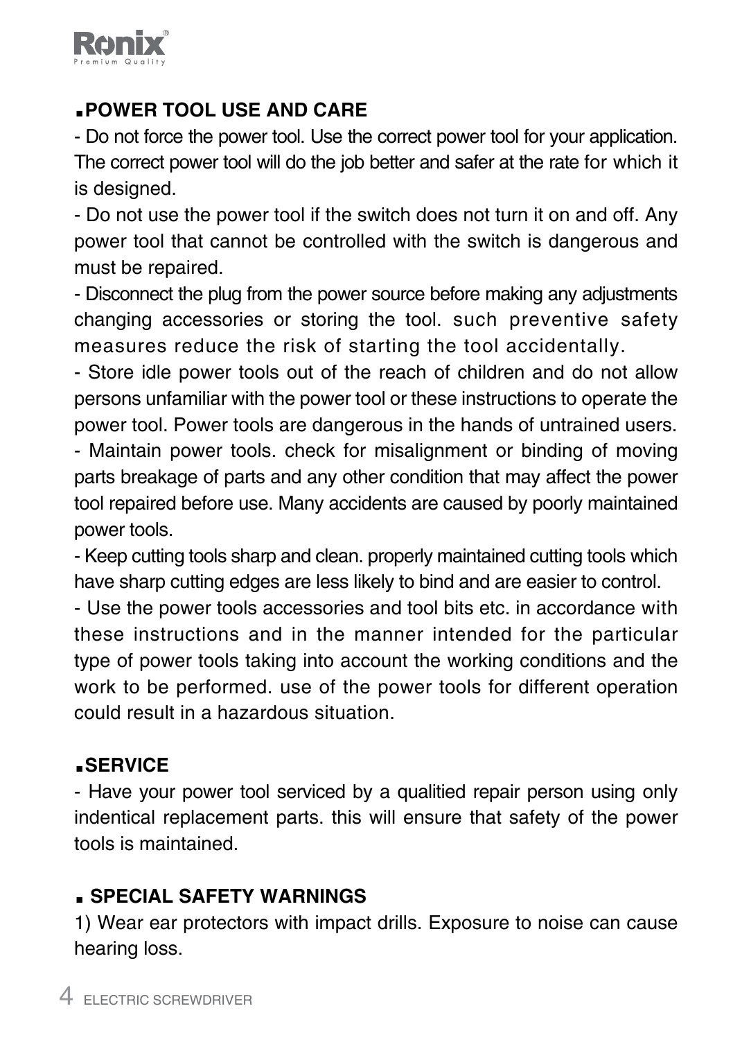## POWER TOOL USE AND CARE

- Do not force the power tool. Use the correct power tool for your application. The correct power tool will do the job better and safer at the rate for which it is designed.
- Do not use the power tool if the switch does not turn it on and off. Any power tool that cannot be controlled with the switch is dangerous and must be repaired.
- Disconnect the plug from the power source before making any adjustments changing accessories or storing the tool. such preventive safety measures reduce the risk of starting the tool accidentally.
- Store idle power tools out of the reach of children and do not allow persons unfamiliar with the power tool or these instructions to operate the power tool. Power tools are dangerous in the hands of untrained users.
- Maintain power tools. check for misalignment or binding of moving parts breakage of parts and any other condition that may affect the power tool repaired before use. Many accidents are caused by poorly maintained power tools.
- Keep cutting tools sharp and clean. properly maintained cutting tools which have sharp cutting edges are less likely to bind and are easier to control.
- Use the power tools accessories and tool bits etc. in accordance with these instructions and in the manner intended for the particular type of power tools taking into account the working conditions and the work to be performed. use of the power tools for different operation could result in a hazardous situation.

## SERVICE

- Have your power tool serviced by a qualitied repair person using only indentical replacement parts. this will ensure that safety of the power tools is maintained.

## SPECIAL SAFETY WARNINGS

1) Wear ear protectors with impact drills. Exposure to noise can cause hearing loss.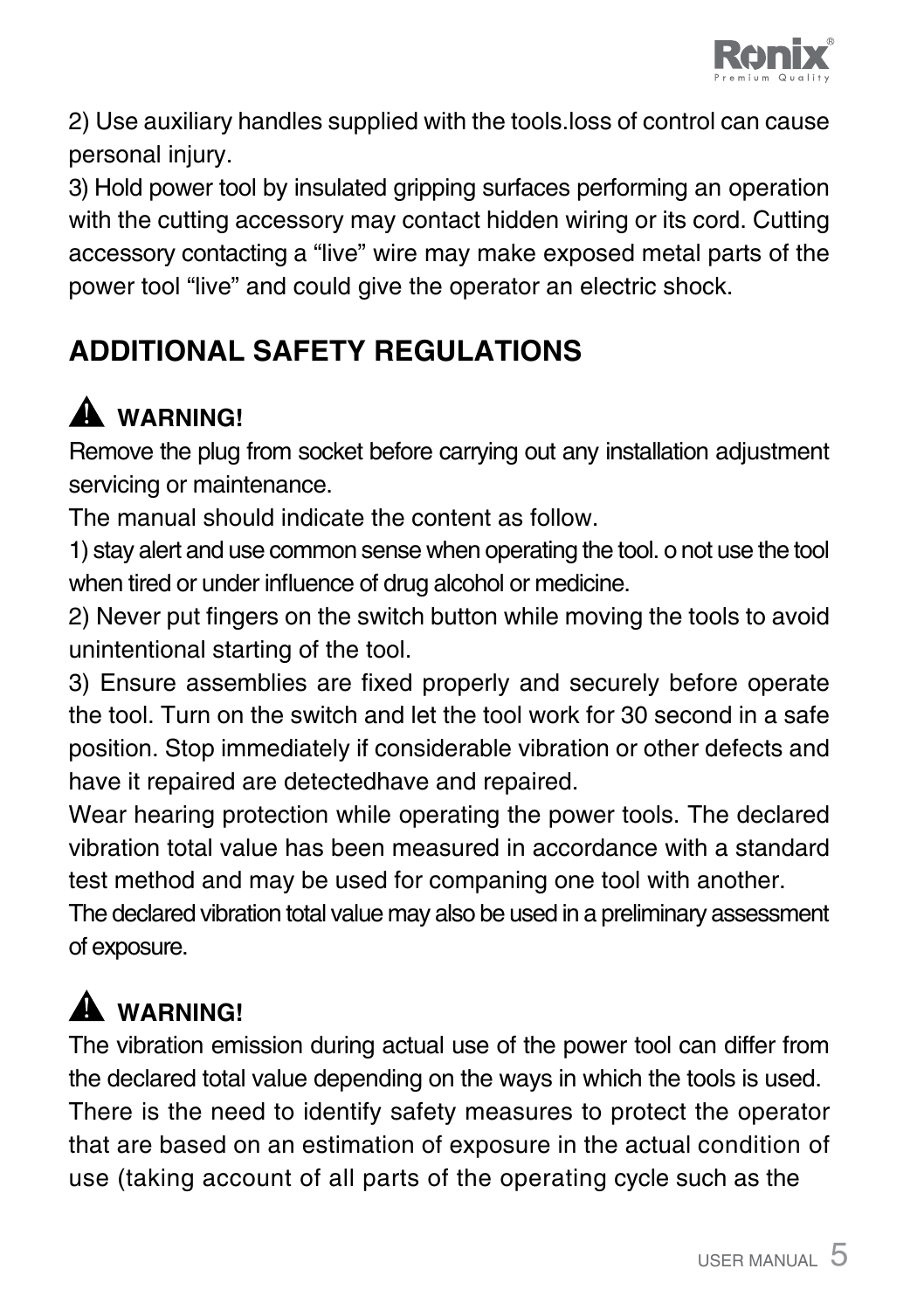2) Use auxiliary handles supplied with the tools.loss of control can cause personal injury.

3) Hold power tool by insulated gripping surfaces performing an operation with the cutting accessory may contact hidden wiring or its cord. Cutting accessory contacting a “live” wire may make exposed metal parts of the power tool “live” and could give the operator an electric shock.

## ADDITIONAL SAFETY REGULATIONS

### ⚠ WARNING!

Remove the plug from socket before carrying out any installation adjustment servicing or maintenance.

The manual should indicate the content as follow.

1) stay alert and use common sense when operating the tool. o not use the tool when tired or under influence of drug alcohol or medicine.

2) Never put fingers on the switch button while moving the tools to avoid unintentional starting of the tool.

3) Ensure assemblies are fixed properly and securely before operate the tool. Turn on the switch and let the tool work for 30 second in a safe position. Stop immediately if considerable vibration or other defects and have it repaired are detectedhave and repaired.

Wear hearing protection while operating the power tools. The declared vibration total value has been measured in accordance with a standard test method and may be used for companing one tool with another.

The declared vibration total value may also be used in a preliminary assessment of exposure.

### ⚠ WARNING!

The vibration emission during actual use of the power tool can differ from the declared total value depending on the ways in which the tools is used. There is the need to identify safety measures to protect the operator that are based on an estimation of exposure in the actual condition of use (taking account of all parts of the operating cycle such as the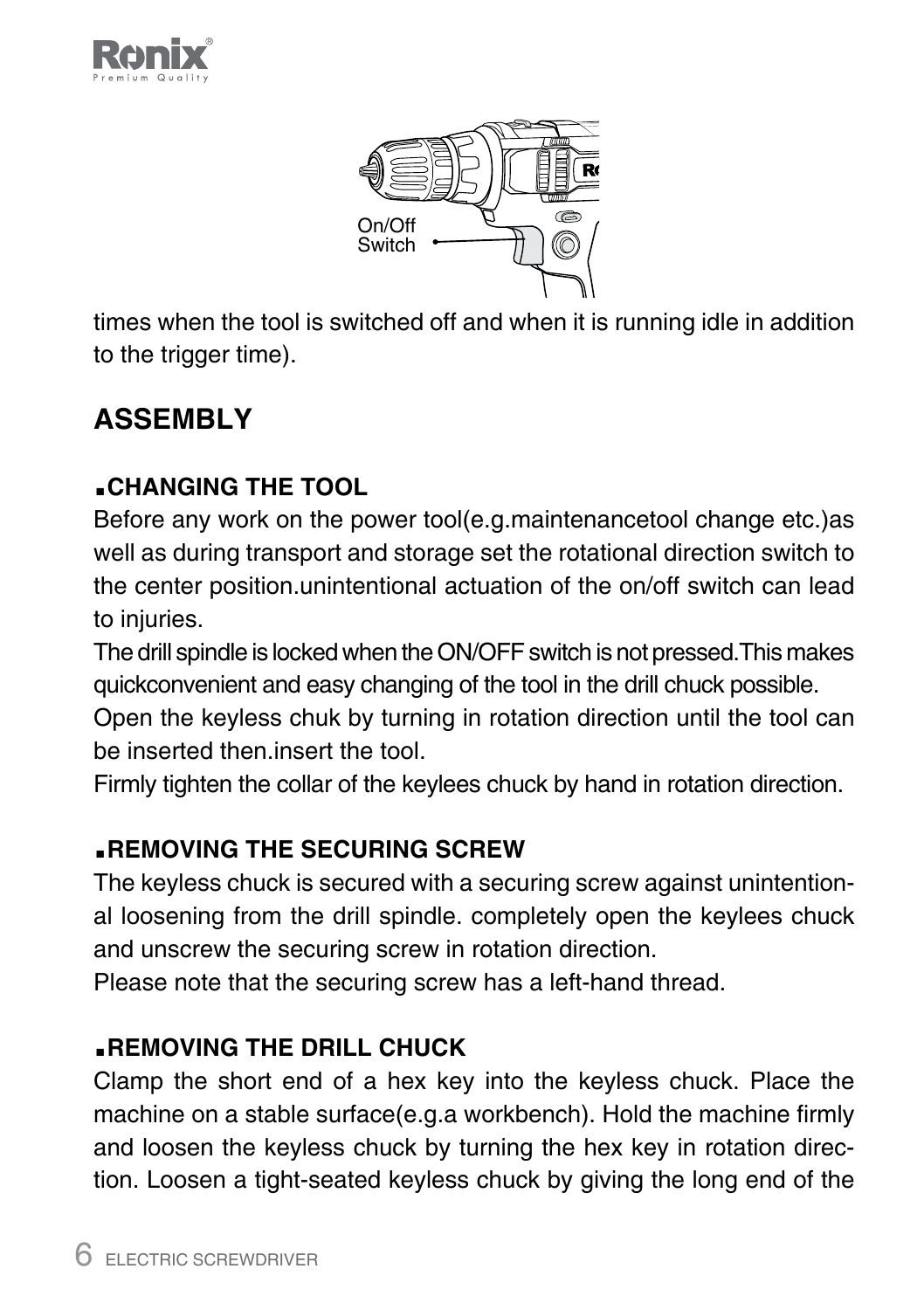On/Off
Switch

times when the tool is switched off and when it is running idle in addition to the trigger time).

## ASSEMBLY

### ▪CHANGING THE TOOL

Before any work on the power tool(e.g.maintenancetool change etc.)as well as during transport and storage set the rotational direction switch to the center position.unintentional actuation of the on/off switch can lead to injuries.

The drill spindle is locked when the ON/OFF switch is not pressed.This makes quickconvenient and easy changing of the tool in the drill chuck possible.

Open the keyless chuk by turning in rotation direction until the tool can be inserted then.insert the tool.

Firmly tighten the collar of the keylees chuck by hand in rotation direction.

### ▪REMOVING THE SECURING SCREW

The keyless chuck is secured with a securing screw against unintentional loosening from the drill spindle. completely open the keylees chuck and unscrew the securing screw in rotation direction.

Please note that the securing screw has a left-hand thread.

### ▪REMOVING THE DRILL CHUCK

Clamp the short end of a hex key into the keyless chuck. Place the machine on a stable surface(e.g.a workbench). Hold the machine firmly and loosen the keyless chuck by turning the hex key in rotation direction. Loosen a tight-seated keyless chuck by giving the long end of the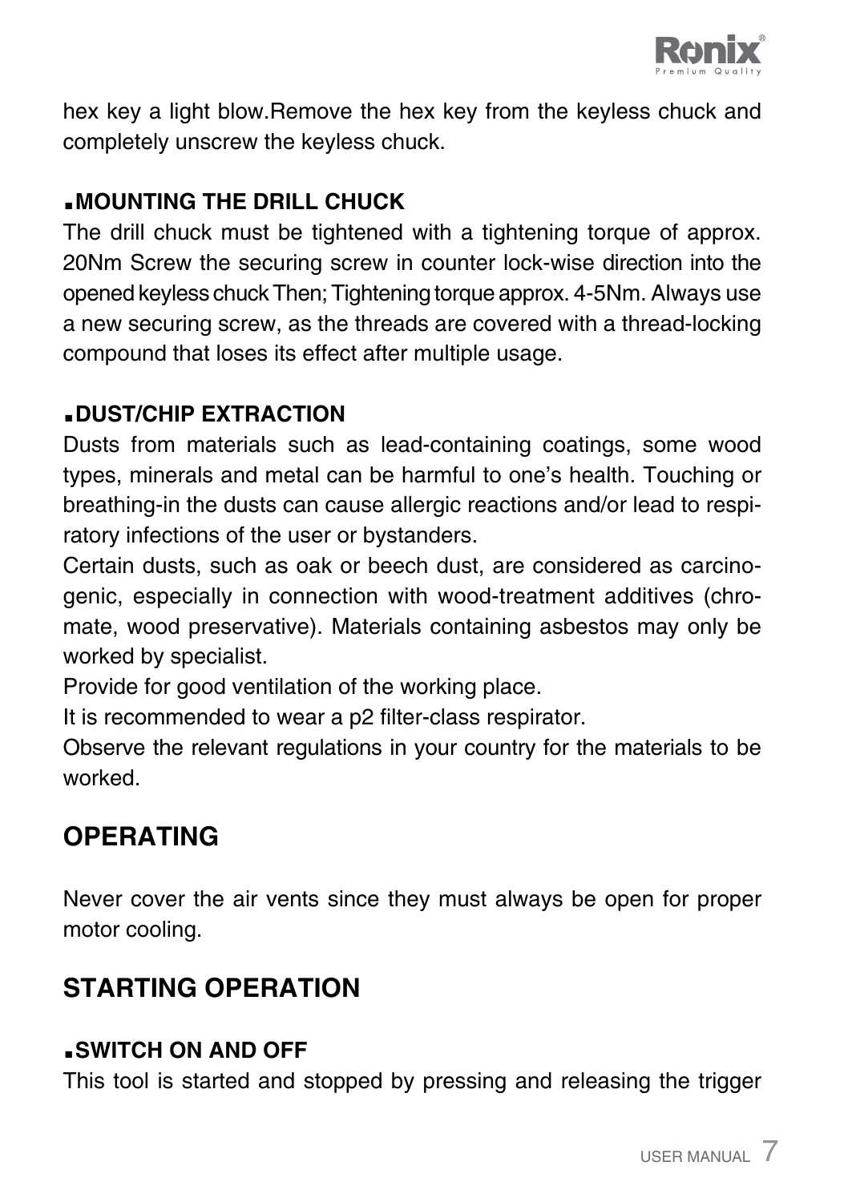hex key a light blow.Remove the hex key from the keyless chuck and completely unscrew the keyless chuck.

### ▪MOUNTING THE DRILL CHUCK

The drill chuck must be tightened with a tightening torque of approx. 20Nm Screw the securing screw in counter lock-wise direction into the opened keyless chuck Then; Tightening torque approx. 4-5Nm. Always use a new securing screw, as the threads are covered with a thread-locking compound that loses its effect after multiple usage.

### ▪DUST/CHIP EXTRACTION

Dusts from materials such as lead-containing coatings, some wood types, minerals and metal can be harmful to one's health. Touching or breathing-in the dusts can cause allergic reactions and/or lead to respiratory infections of the user or bystanders.

Certain dusts, such as oak or beech dust, are considered as carcinogenic, especially in connection with wood-treatment additives (chromate, wood preservative). Materials containing asbestos may only be worked by specialist.

Provide for good ventilation of the working place.

It is recommended to wear a p2 filter-class respirator.

Observe the relevant regulations in your country for the materials to be worked.

## OPERATING

Never cover the air vents since they must always be open for proper motor cooling.

## STARTING OPERATION

### ▪SWITCH ON AND OFF

This tool is started and stopped by pressing and releasing the trigger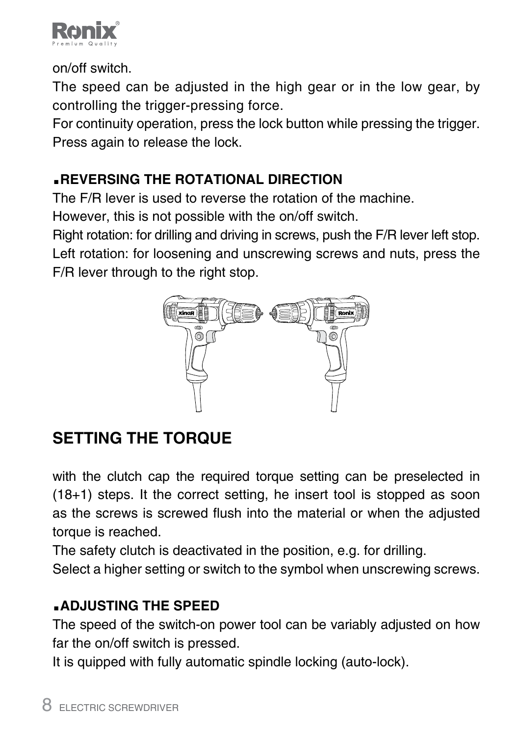on/off switch.

The speed can be adjusted in the high gear or in the low gear, by controlling the trigger-pressing force.

For continuity operation, press the lock button while pressing the trigger. Press again to release the lock.

### ▪REVERSING THE ROTATIONAL DIRECTION

The F/R lever is used to reverse the rotation of the machine.

However, this is not possible with the on/off switch.

Right rotation: for drilling and driving in screws, push the F/R lever left stop.

Left rotation: for loosening and unscrewing screws and nuts, press the F/R lever through to the right stop.

## SETTING THE TORQUE

with the clutch cap the required torque setting can be preselected in (18+1) steps. It the correct setting, he insert tool is stopped as soon as the screws is screwed flush into the material or when the adjusted torque is reached.

The safety clutch is deactivated in the position, e.g. for drilling.

Select a higher setting or switch to the symbol when unscrewing screws.

### ▪ADJUSTING THE SPEED

The speed of the switch-on power tool can be variably adjusted on how far the on/off switch is pressed.

It is quipped with fully automatic spindle locking (auto-lock).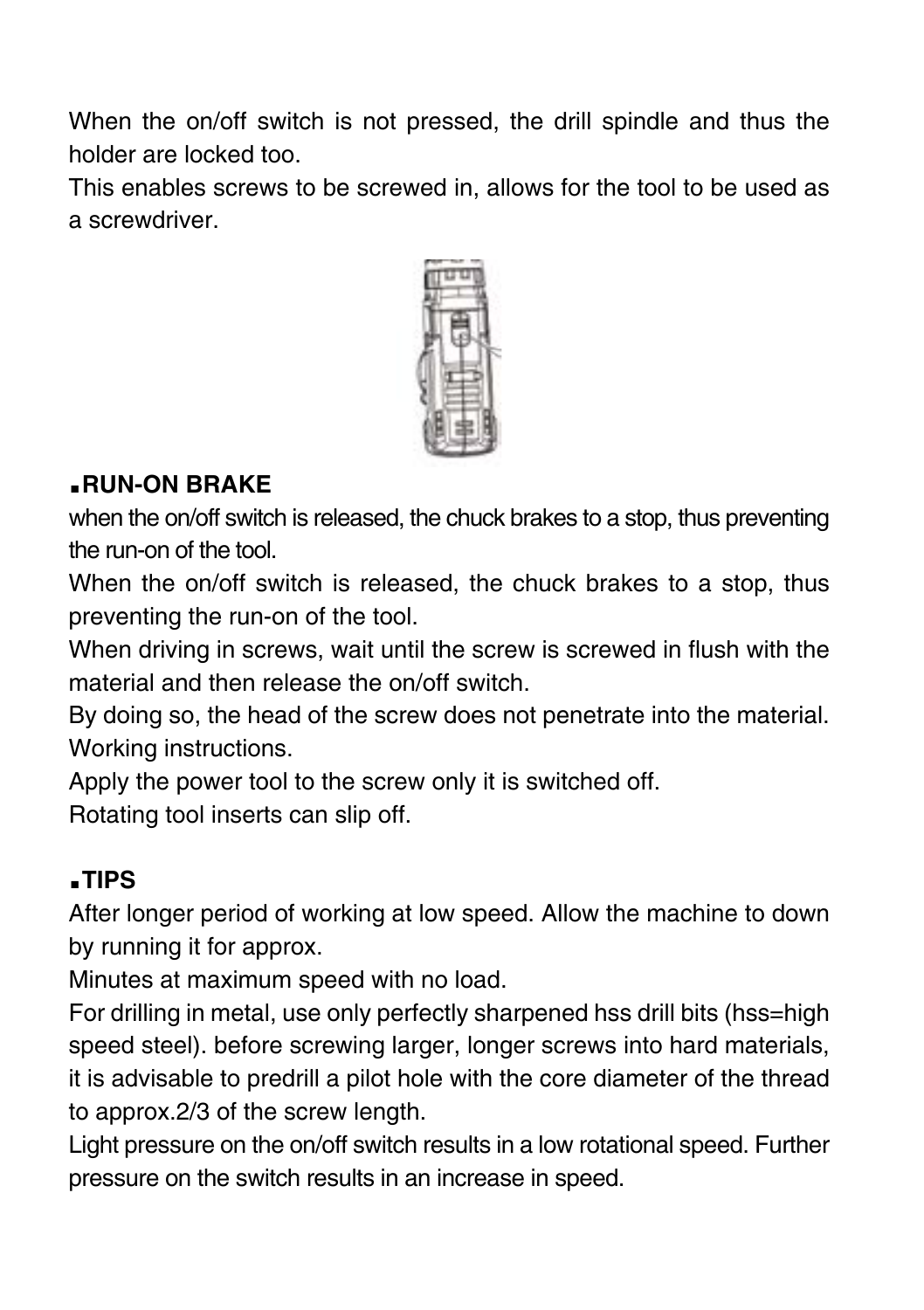When the on/off switch is not pressed, the drill spindle and thus the holder are locked too.

This enables screws to be screwed in, allows for the tool to be used as a screwdriver.

## ▪RUN-ON BRAKE

when the on/off switch is released, the chuck brakes to a stop, thus preventing the run-on of the tool.

When the on/off switch is released, the chuck brakes to a stop, thus preventing the run-on of the tool.

When driving in screws, wait until the screw is screwed in flush with the material and then release the on/off switch.

By doing so, the head of the screw does not penetrate into the material.

Working instructions.

Apply the power tool to the screw only it is switched off.

Rotating tool inserts can slip off.

## ▪TIPS

After longer period of working at low speed. Allow the machine to down by running it for approx.

Minutes at maximum speed with no load.

For drilling in metal, use only perfectly sharpened hss drill bits (hss=high speed steel). before screwing larger, longer screws into hard materials, it is advisable to predrill a pilot hole with the core diameter of the thread to approx.2/3 of the screw length.

Light pressure on the on/off switch results in a low rotational speed. Further pressure on the switch results in an increase in speed.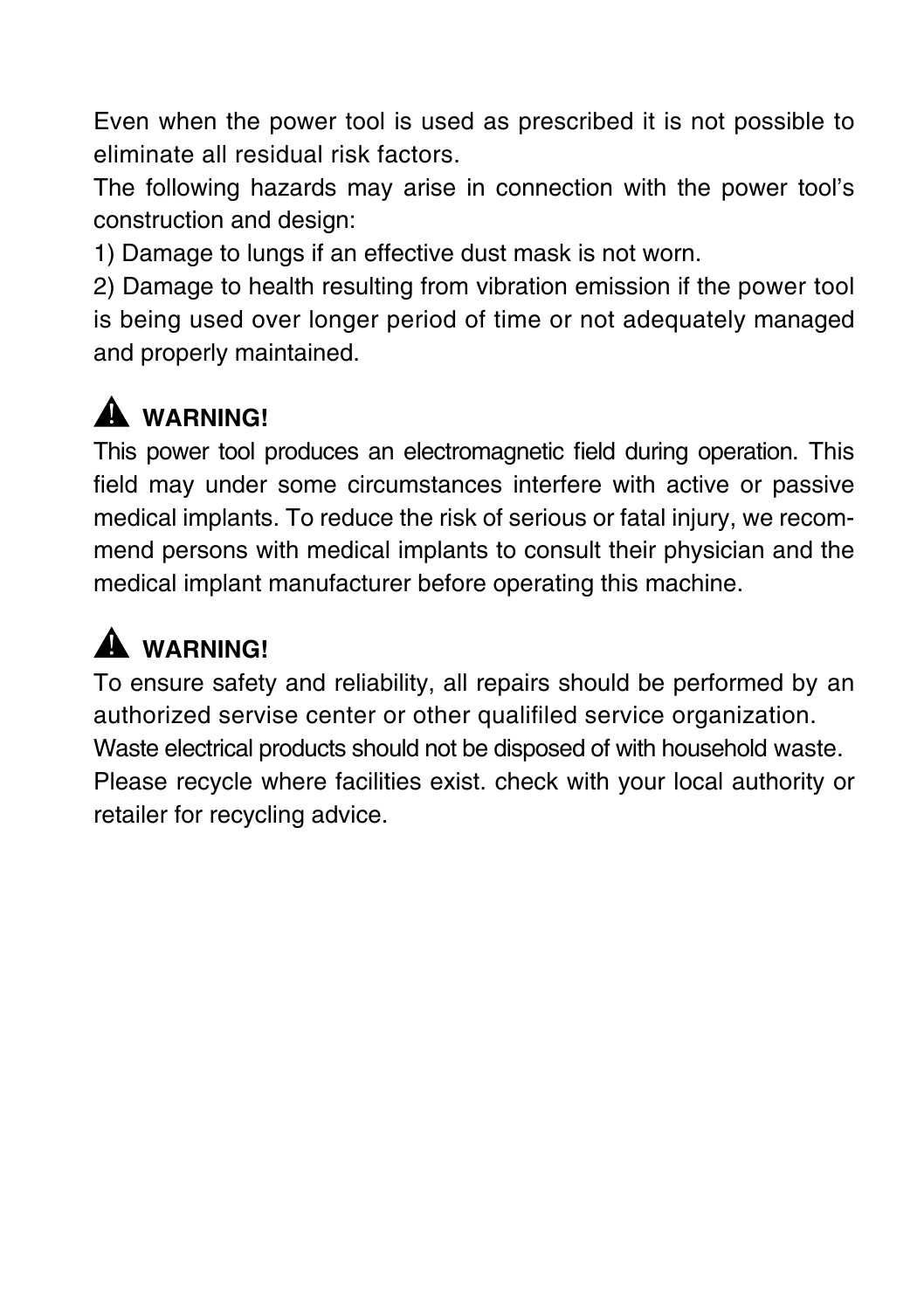Even when the power tool is used as prescribed it is not possible to eliminate all residual risk factors.

The following hazards may arise in connection with the power tool's construction and design:

1) Damage to lungs if an effective dust mask is not worn.

2) Damage to health resulting from vibration emission if the power tool is being used over longer period of time or not adequately managed and properly maintained.

**⚠ WARNING!**

This power tool produces an electromagnetic field during operation. This field may under some circumstances interfere with active or passive medical implants. To reduce the risk of serious or fatal injury, we recommend persons with medical implants to consult their physician and the medical implant manufacturer before operating this machine.

**⚠ WARNING!**

To ensure safety and reliability, all repairs should be performed by an authorized servise center or other qualifiled service organization.

Waste electrical products should not be disposed of with household waste. Please recycle where facilities exist. check with your local authority or retailer for recycling advice.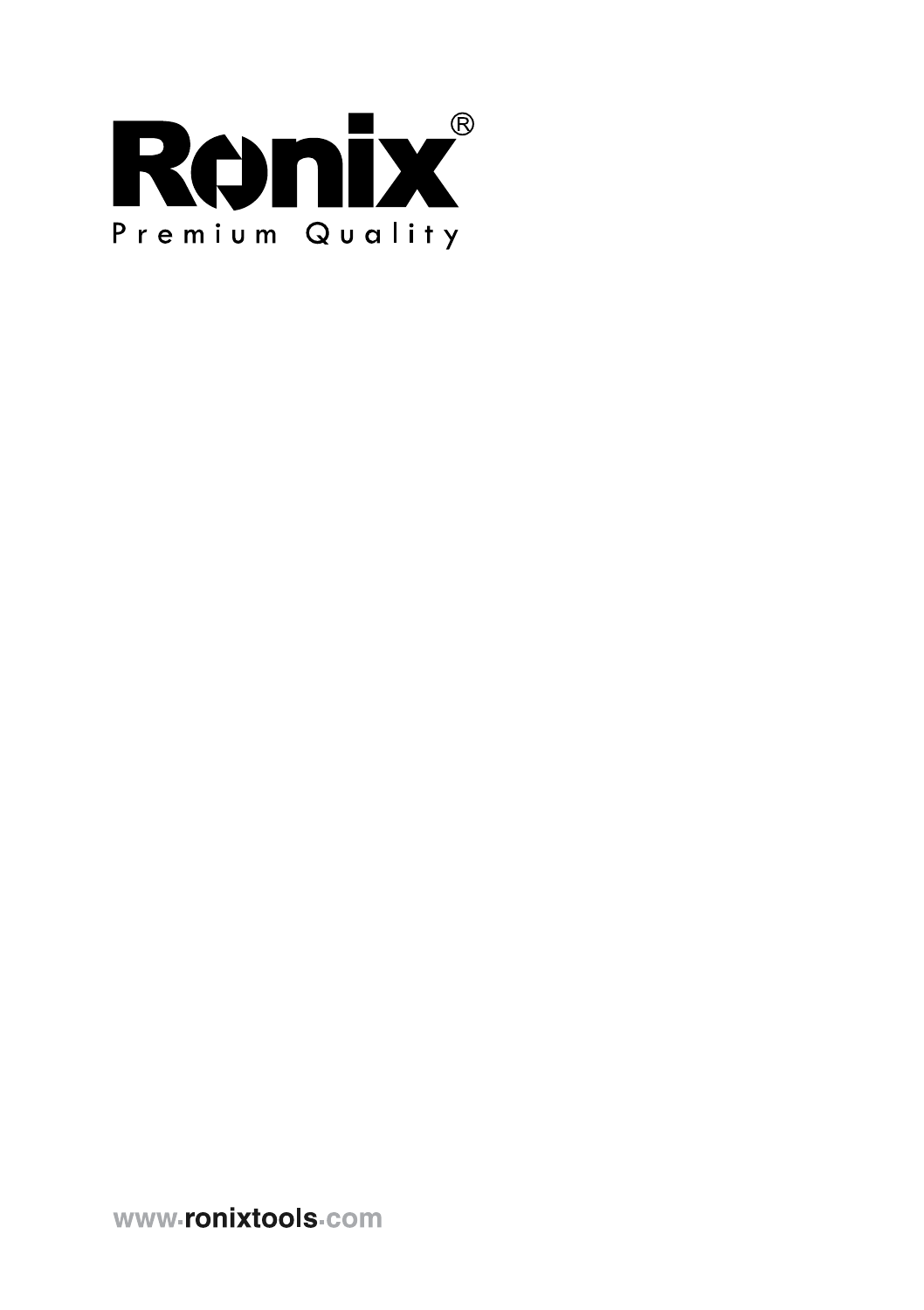# Ronix®

Premium Quality

www.ronixtools.com